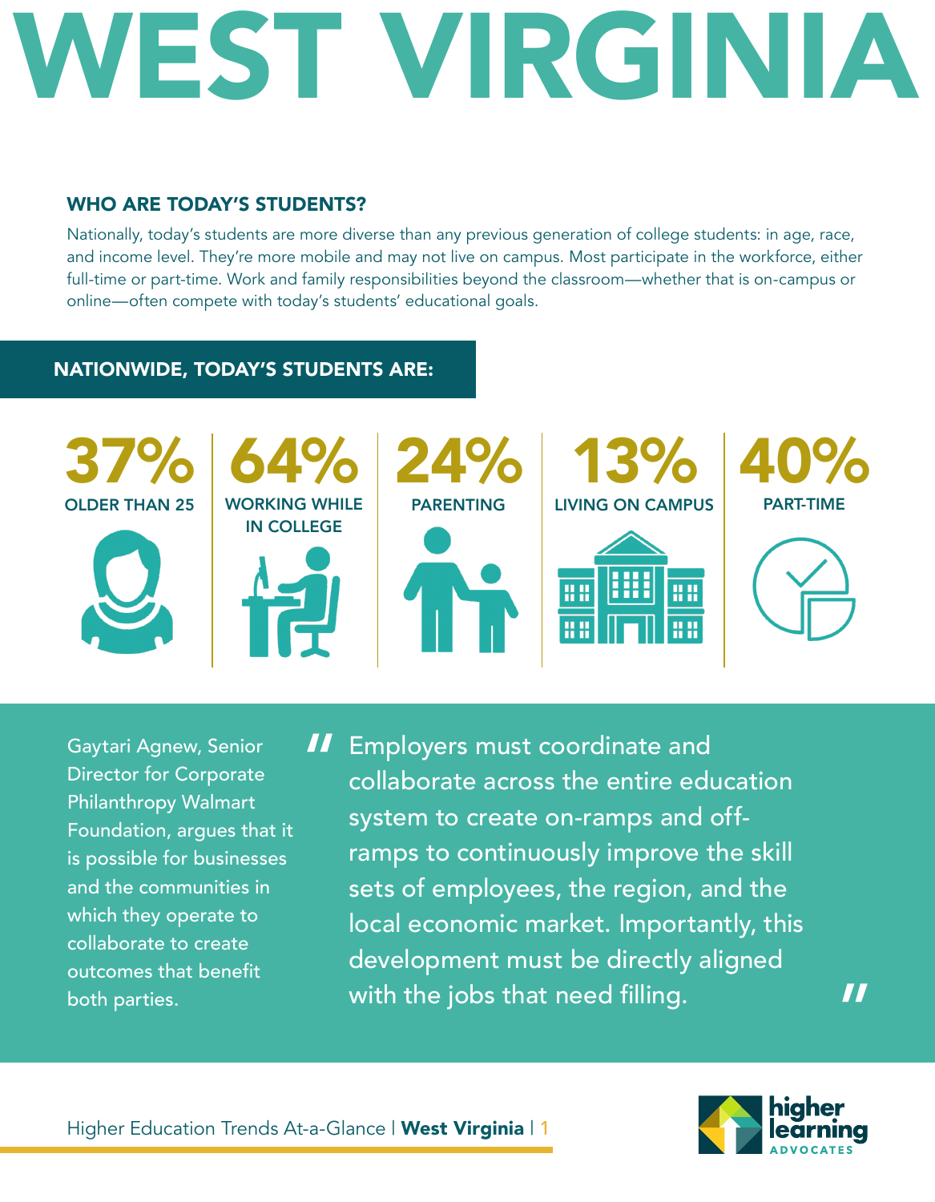# WEST VIRGINIA

## WHO ARE TODAY'S STUDENTS?

Nationally, today's students are more diverse than any previous generation of college students: in age, race, and income level. They're more mobile and may not live on campus. Most participate in the workforce, either full-time or part-time. Work and family responsibilities beyond the classroom—whether that is on-campus or online—often compete with today's students' educational goals.

### NATIONWIDE, TODAY'S STUDENTS ARE:

- **37%** OLDER THAN 25
- **64%** WORKING WHILE IN COLLEGE
- **24%** PARENTING
- **13%** LIVING ON CAMPUS
- **40%** PART-TIME

Gaytari Agnew, Senior Director for Corporate Philanthropy Walmart Foundation, argues that it is possible for businesses and the communities in which they operate to collaborate to create outcomes that benefit both parties.

> "Employers must coordinate and collaborate across the entire education system to create on-ramps and off-ramps to continuously improve the skill sets of employees, the region, and the local economic market. Importantly, this development must be directly aligned with the jobs that need filling."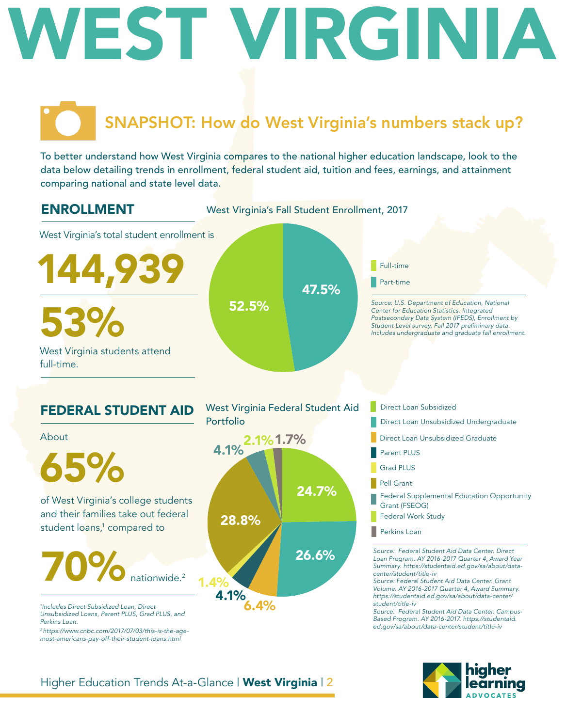# WEST VIRGINIA

## SNAPSHOT: How do West Virginia's numbers stack up?

To better understand how West Virginia compares to the national higher education landscape, look to the data below detailing trends in enrollment, federal student aid, tuition and fees, earnings, and attainment comparing national and state level data.

### ENROLLMENT

West Virginia's total student enrollment is

**144,939**

**53%**

West Virginia students attend full-time.

**West Virginia's Fall Student Enrollment, 2017**

| Category | Percent |
|---|---|
| Full-time | 52.5% |
| Part-time | 47.5% |

*Source: U.S. Department of Education, National Center for Education Statistics. Integrated Postsecondary Data System (IPEDS), Enrollment by Student Level survey, Fall 2017 preliminary data. Includes undergraduate and graduate fall enrollment.*

### FEDERAL STUDENT AID

About

**65%**

of West Virginia's college students and their families take out federal student loans,[1] compared to

**70%** nationwide.[2]

*[1]Includes Direct Subsidized Loan, Direct Unsubsidized Loans, Parent PLUS, Grad PLUS, and Perkins Loan.*

*[2]https://www.cnbc.com/2017/07/03/this-is-the-age-most-americans-pay-off-their-student-loans.html*

**West Virginia Federal Student Aid Portfolio**

| Category | Percent |
|---|---|
| Direct Loan Subsidized | 24.7% |
| Direct Loan Unsubsidized Undergraduate | 26.6% |
| Direct Loan Unsubsidized Graduate | 6.4% |
| Parent PLUS | 4.1% |
| Grad PLUS | 1.4% |
| Pell Grant | 28.8% |
| Federal Supplemental Education Opportunity Grant (FSEOG) | 4.1% |
| Federal Work Study | 2.1% |
| Perkins Loan | 1.7% |

*Source: Federal Student Aid Data Center. Direct Loan Program. AY 2016-2017 Quarter 4, Award Year Summary. https://studentaid.ed.gov/sa/about/data-center/student/title-iv*
*Source: Federal Student Aid Data Center. Grant Volume. AY 2016-2017 Quarter 4, Award Summary. https://studentaid.ed.gov/sa/about/data-center/student/title-iv*
*Source: Federal Student Aid Data Center. Campus-Based Program. AY 2016-2017. https://studentaid.ed.gov/sa/about/data-center/student/title-iv*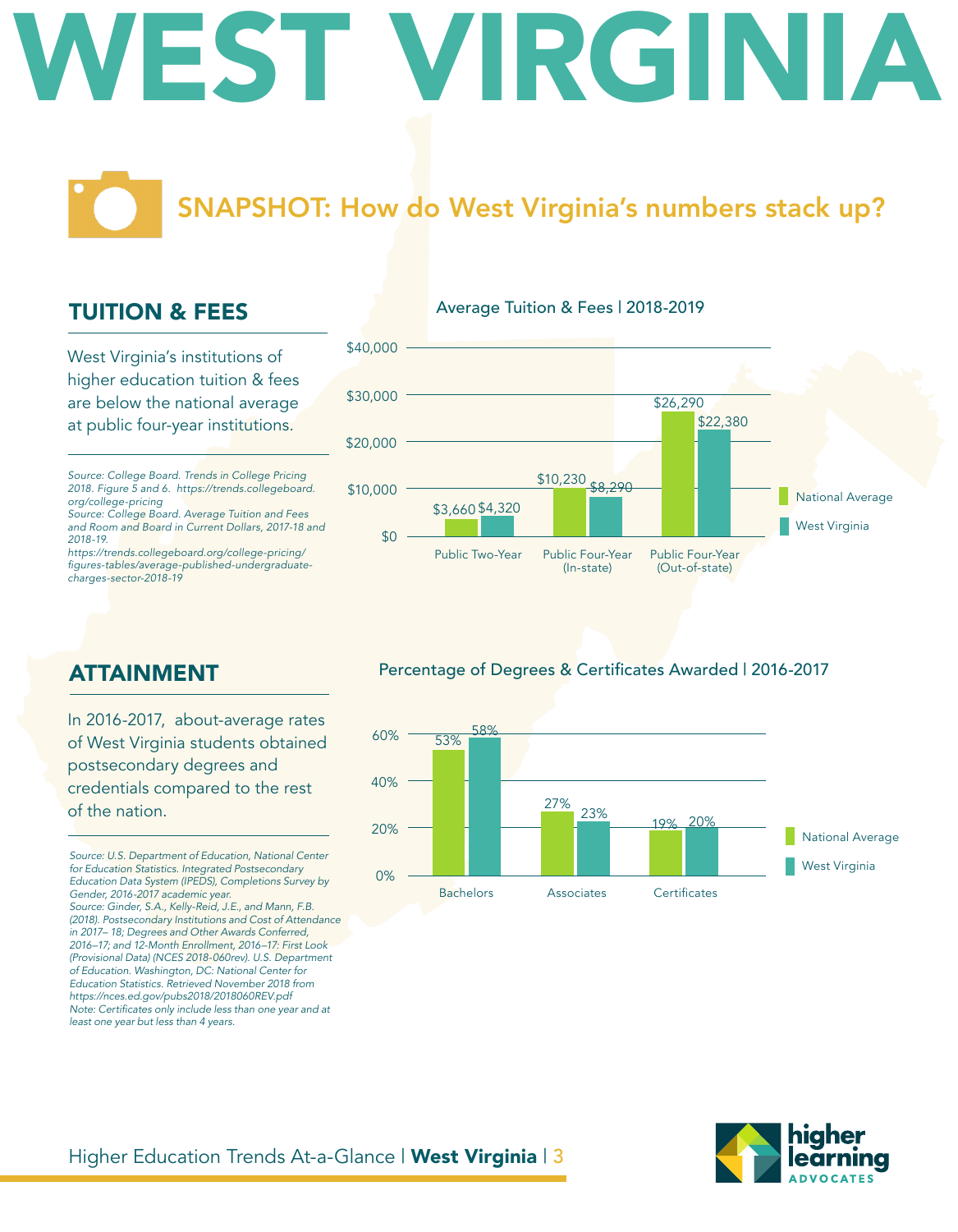# WEST VIRGINIA

## SNAPSHOT: How do West Virginia's numbers stack up?

## TUITION & FEES

West Virginia's institutions of higher education tuition & fees are below the national average at public four-year institutions.

*Source: College Board. Trends in College Pricing 2018. Figure 5 and 6. https://trends.collegeboard.org/college-pricing*
*Source: College Board. Average Tuition and Fees and Room and Board in Current Dollars, 2017-18 and 2018-19. https://trends.collegeboard.org/college-pricing/figures-tables/average-published-undergraduate-charges-sector-2018-19*

Average Tuition & Fees | 2018-2019

| | National Average | West Virginia |
|---|---|---|
| Public Two-Year | $3,660 | $4,320 |
| Public Four-Year (In-state) | $10,230 | $8,290 |
| Public Four-Year (Out-of-state) | $26,290 | $22,380 |

## ATTAINMENT

In 2016-2017, about-average rates of West Virginia students obtained postsecondary degrees and credentials compared to the rest of the nation.

*Source: U.S. Department of Education, National Center for Education Statistics. Integrated Postsecondary Education Data System (IPEDS), Completions Survey by Gender, 2016-2017 academic year.*
*Source: Ginder, S.A., Kelly-Reid, J.E., and Mann, F.B. (2018). Postsecondary Institutions and Cost of Attendance in 2017– 18; Degrees and Other Awards Conferred, 2016–17; and 12-Month Enrollment, 2016–17: First Look (Provisional Data) (NCES 2018-060rev). U.S. Department of Education. Washington, DC: National Center for Education Statistics. Retrieved November 2018 from https://nces.ed.gov/pubs2018/2018060REV.pdf*
*Note: Certificates only include less than one year and at least one year but less than 4 years.*

Percentage of Degrees & Certificates Awarded | 2016-2017

| | National Average | West Virginia |
|---|---|---|
| Bachelors | 53% | 58% |
| Associates | 27% | 23% |
| Certificates | 19% | 20% |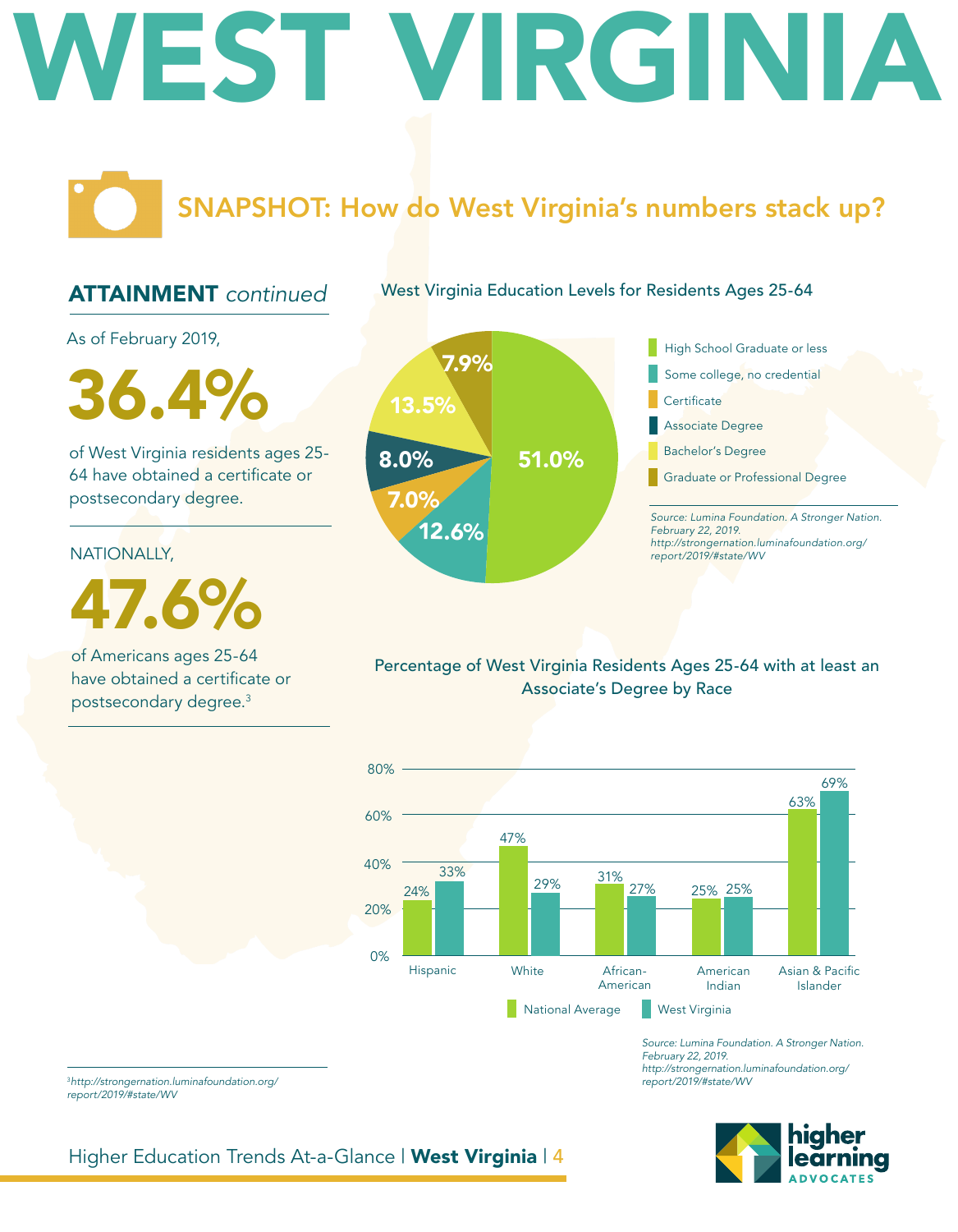# WEST VIRGINIA

## SNAPSHOT: How do West Virginia's numbers stack up?

### ATTAINMENT *continued*

As of February 2019,

**36.4%**

of West Virginia residents ages 25-64 have obtained a certificate or postsecondary degree.

NATIONALLY,

**47.6%**

of Americans ages 25-64 have obtained a certificate or postsecondary degree.[3]

### West Virginia Education Levels for Residents Ages 25-64

| Education Level | Percentage |
|---|---|
| High School Graduate or less | 51.0% |
| Some college, no credential | 12.6% |
| Certificate | 7.0% |
| Associate Degree | 8.0% |
| Bachelor's Degree | 13.5% |
| Graduate or Professional Degree | 7.9% |

*Source: Lumina Foundation. A Stronger Nation. February 22, 2019. http://strongernation.luminafoundation.org/report/2019/#state/WV*

### Percentage of West Virginia Residents Ages 25-64 with at least an Associate's Degree by Race

| Race | National Average | West Virginia |
|---|---|---|
| Hispanic | 24% | 33% |
| White | 47% | 29% |
| African-American | 31% | 27% |
| American Indian | 25% | 25% |
| Asian & Pacific Islander | 63% | 69% |

*Source: Lumina Foundation. A Stronger Nation. February 22, 2019. http://strongernation.luminafoundation.org/report/2019/#state/WV*

---

[3] *http://strongernation.luminafoundation.org/report/2019/#state/WV*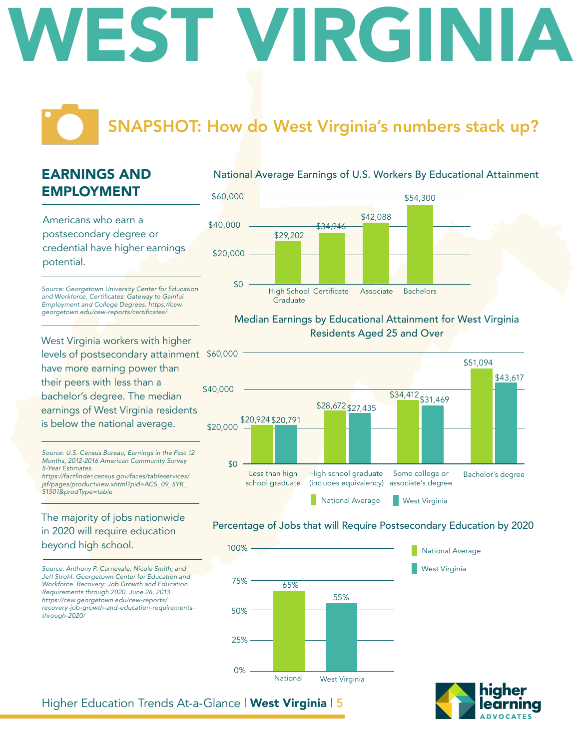# WEST VIRGINIA

## SNAPSHOT: How do West Virginia's numbers stack up?

## EARNINGS AND EMPLOYMENT

Americans who earn a postsecondary degree or credential have higher earnings potential.

*Source: Georgetown University Center for Education and Workforce. Certificates: Gateway to Gainful Employment and College Degrees. https://cew.georgetown.edu/cew-reports/certificates/*

**National Average Earnings of U.S. Workers By Educational Attainment**

| Educational Attainment | Earnings |
| --- | --- |
| High School Graduate | $29,202 |
| Certificate | $34,946 |
| Associate | $42,088 |
| Bachelors | $54,300 |

West Virginia workers with higher levels of postsecondary attainment have more earning power than their peers with less than a bachelor's degree. The median earnings of West Virginia residents is below the national average.

*Source: U.S. Census Bureau, Earnings in the Past 12 Months, 2012-2016 American Community Survey 5-Year Estimates. https://factfinder.census.gov/faces/tableservices/jsf/pages/productview.xhtml?pid=ACS_09_5YR_S1501&prodType=table*

**Median Earnings by Educational Attainment for West Virginia Residents Aged 25 and Over**

| Educational Attainment | National Average | West Virginia |
| --- | --- | --- |
| Less than high school graduate | $20,924 | $20,791 |
| High school graduate (includes equivalency) | $28,672 | $27,435 |
| Some college or associate's degree | $34,412 | $31,469 |
| Bachelor's degree | $51,094 | $43,617 |

The majority of jobs nationwide in 2020 will require education beyond high school.

*Source: Anthony P. Carnevale, Nicole Smith, and Jeff Strohl. Georgetown Center for Education and Workforce. Recovery: Job Growth and Education Requirements through 2020. June 26, 2013. https://cew.georgetown.edu/cew-reports/recovery-job-growth-and-education-requirements-through-2020/*

**Percentage of Jobs that will Require Postsecondary Education by 2020**

| | Percentage |
| --- | --- |
| National | 65% |
| West Virginia | 55% |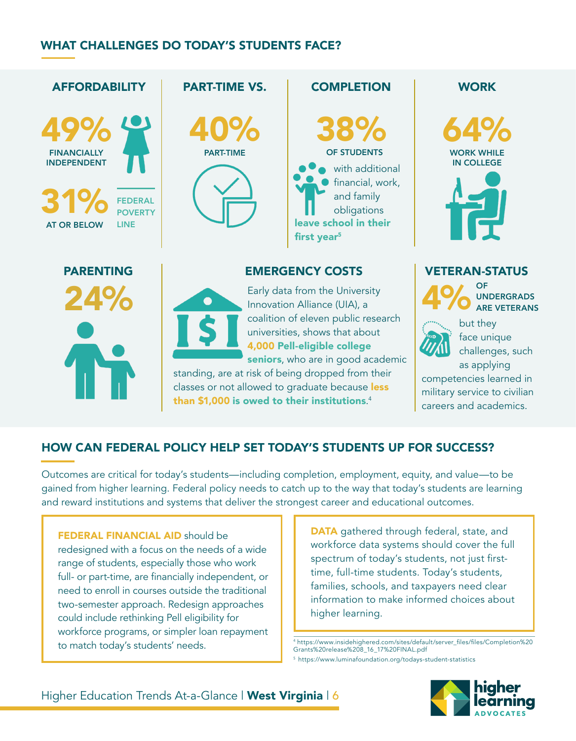## WHAT CHALLENGES DO TODAY'S STUDENTS FACE?

### AFFORDABILITY

**49%** FINANCIALLY INDEPENDENT

**31%** AT OR BELOW FEDERAL POVERTY LINE

### PART-TIME VS.

**40%** PART-TIME

### COMPLETION

**38%** OF STUDENTS with additional financial, work, and family obligations **leave school in their first year**[5]

### WORK

**64%** WORK WHILE IN COLLEGE

### PARENTING

**24%**

### EMERGENCY COSTS

Early data from the University Innovation Alliance (UIA), a coalition of eleven public research universities, shows that about **4,000 Pell-eligible college seniors**, who are in good academic standing, are at risk of being dropped from their classes or not allowed to graduate because **less than $1,000 is owed to their institutions.**[4]

### VETERAN-STATUS

**4%** OF UNDERGRADS ARE VETERANS but they face unique challenges, such as applying competencies learned in military service to civilian careers and academics.

## HOW CAN FEDERAL POLICY HELP SET TODAY'S STUDENTS UP FOR SUCCESS?

Outcomes are critical for today's students—including completion, employment, equity, and value—to be gained from higher learning. Federal policy needs to catch up to the way that today's students are learning and reward institutions and systems that deliver the strongest career and educational outcomes.

**FEDERAL FINANCIAL AID** should be redesigned with a focus on the needs of a wide range of students, especially those who work full- or part-time, are financially independent, or need to enroll in courses outside the traditional two-semester approach. Redesign approaches could include rethinking Pell eligibility for workforce programs, or simpler loan repayment to match today's students' needs.

**DATA** gathered through federal, state, and workforce data systems should cover the full spectrum of today's students, not just first-time, full-time students. Today's students, families, schools, and taxpayers need clear information to make informed choices about higher learning.

[4] https://www.insidehighered.com/sites/default/server_files/files/Completion%20Grants%20release%208_16_17%20FINAL.pdf

[5] https://www.luminafoundation.org/todays-student-statistics